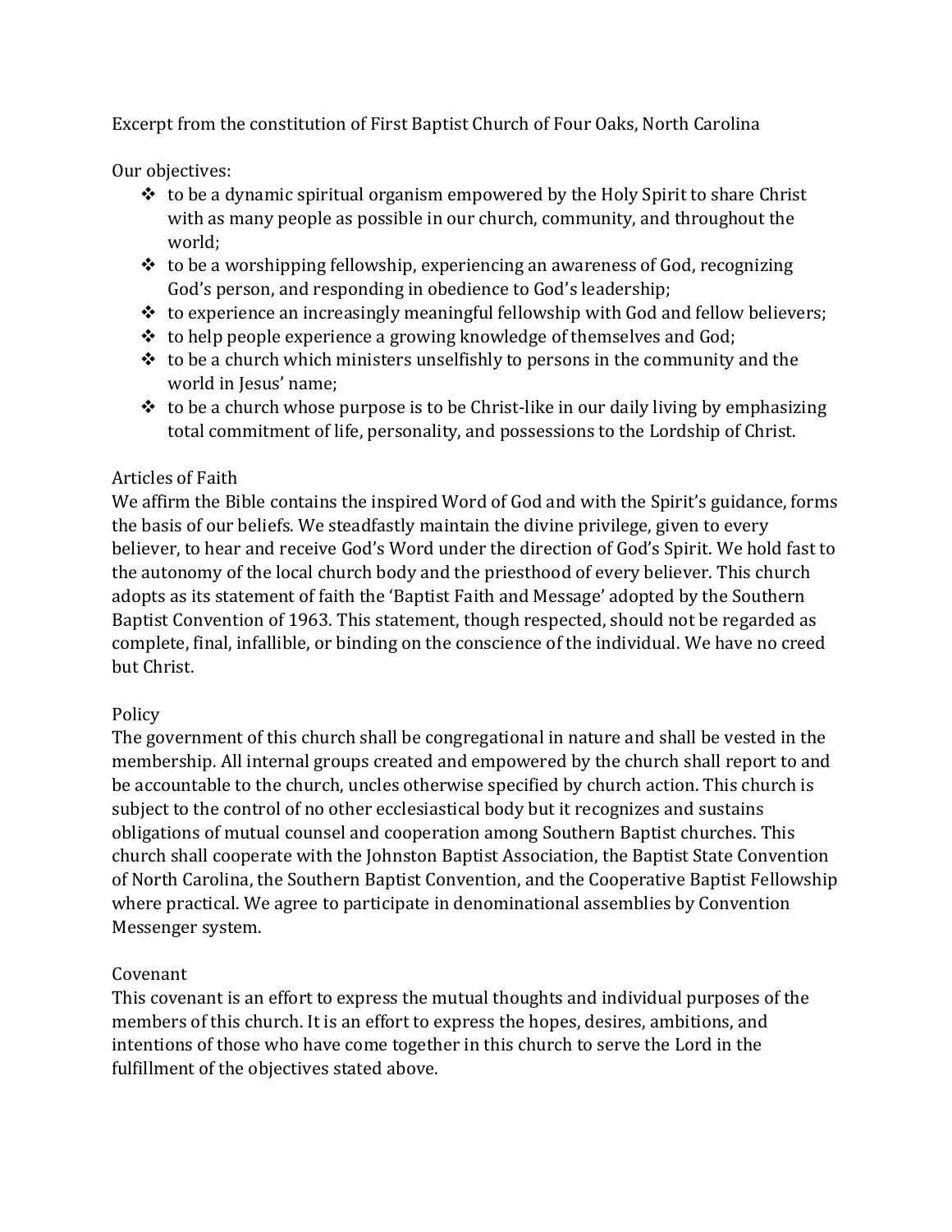Excerpt from the constitution of First Baptist Church of Four Oaks, North Carolina

Our objectives:

- to be a dynamic spiritual organism empowered by the Holy Spirit to share Christ with as many people as possible in our church, community, and throughout the world;
- to be a worshipping fellowship, experiencing an awareness of God, recognizing God's person, and responding in obedience to God's leadership;
- to experience an increasingly meaningful fellowship with God and fellow believers;
- to help people experience a growing knowledge of themselves and God;
- to be a church which ministers unselfishly to persons in the community and the world in Jesus' name;
- to be a church whose purpose is to be Christ-like in our daily living by emphasizing total commitment of life, personality, and possessions to the Lordship of Christ.

## Articles of Faith

We affirm the Bible contains the inspired Word of God and with the Spirit's guidance, forms the basis of our beliefs. We steadfastly maintain the divine privilege, given to every believer, to hear and receive God's Word under the direction of God's Spirit. We hold fast to the autonomy of the local church body and the priesthood of every believer. This church adopts as its statement of faith the 'Baptist Faith and Message' adopted by the Southern Baptist Convention of 1963. This statement, though respected, should not be regarded as complete, final, infallible, or binding on the conscience of the individual. We have no creed but Christ.

## Policy

The government of this church shall be congregational in nature and shall be vested in the membership. All internal groups created and empowered by the church shall report to and be accountable to the church, uncles otherwise specified by church action. This church is subject to the control of no other ecclesiastical body but it recognizes and sustains obligations of mutual counsel and cooperation among Southern Baptist churches. This church shall cooperate with the Johnston Baptist Association, the Baptist State Convention of North Carolina, the Southern Baptist Convention, and the Cooperative Baptist Fellowship where practical. We agree to participate in denominational assemblies by Convention Messenger system.

## Covenant

This covenant is an effort to express the mutual thoughts and individual purposes of the members of this church. It is an effort to express the hopes, desires, ambitions, and intentions of those who have come together in this church to serve the Lord in the fulfillment of the objectives stated above.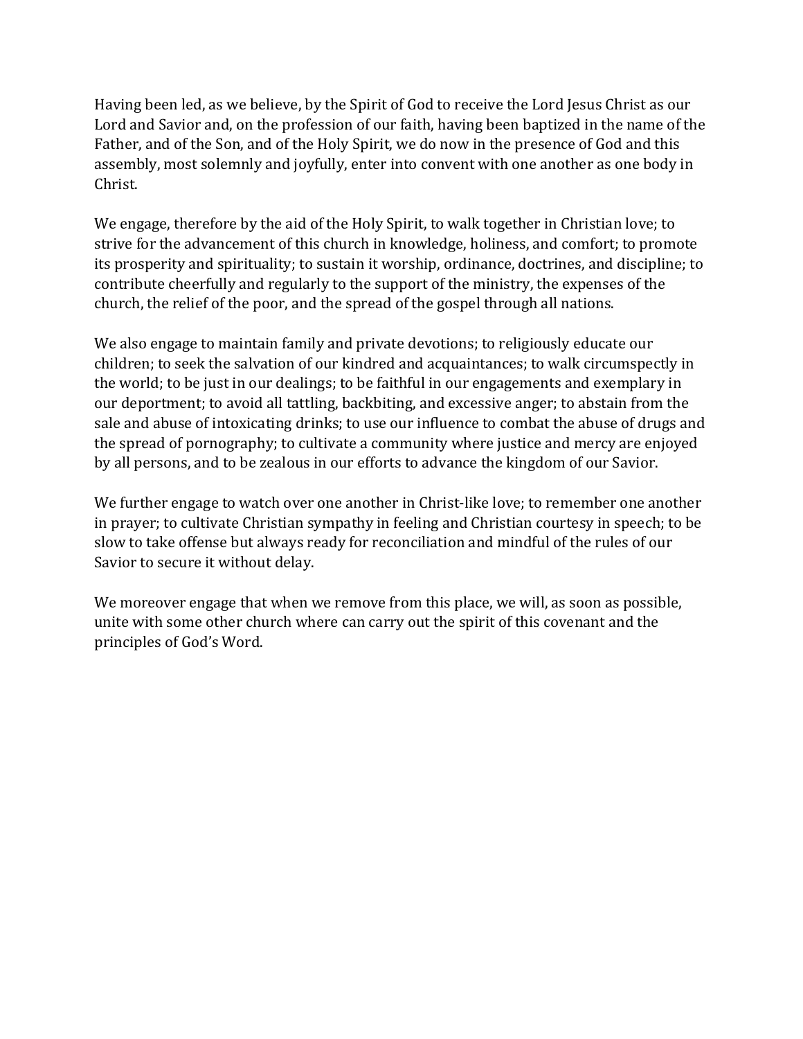Having been led, as we believe, by the Spirit of God to receive the Lord Jesus Christ as our Lord and Savior and, on the profession of our faith, having been baptized in the name of the Father, and of the Son, and of the Holy Spirit, we do now in the presence of God and this assembly, most solemnly and joyfully, enter into convent with one another as one body in Christ.

We engage, therefore by the aid of the Holy Spirit, to walk together in Christian love; to strive for the advancement of this church in knowledge, holiness, and comfort; to promote its prosperity and spirituality; to sustain it worship, ordinance, doctrines, and discipline; to contribute cheerfully and regularly to the support of the ministry, the expenses of the church, the relief of the poor, and the spread of the gospel through all nations.

We also engage to maintain family and private devotions; to religiously educate our children; to seek the salvation of our kindred and acquaintances; to walk circumspectly in the world; to be just in our dealings; to be faithful in our engagements and exemplary in our deportment; to avoid all tattling, backbiting, and excessive anger; to abstain from the sale and abuse of intoxicating drinks; to use our influence to combat the abuse of drugs and the spread of pornography; to cultivate a community where justice and mercy are enjoyed by all persons, and to be zealous in our efforts to advance the kingdom of our Savior.

We further engage to watch over one another in Christ-like love; to remember one another in prayer; to cultivate Christian sympathy in feeling and Christian courtesy in speech; to be slow to take offense but always ready for reconciliation and mindful of the rules of our Savior to secure it without delay.

We moreover engage that when we remove from this place, we will, as soon as possible, unite with some other church where can carry out the spirit of this covenant and the principles of God's Word.